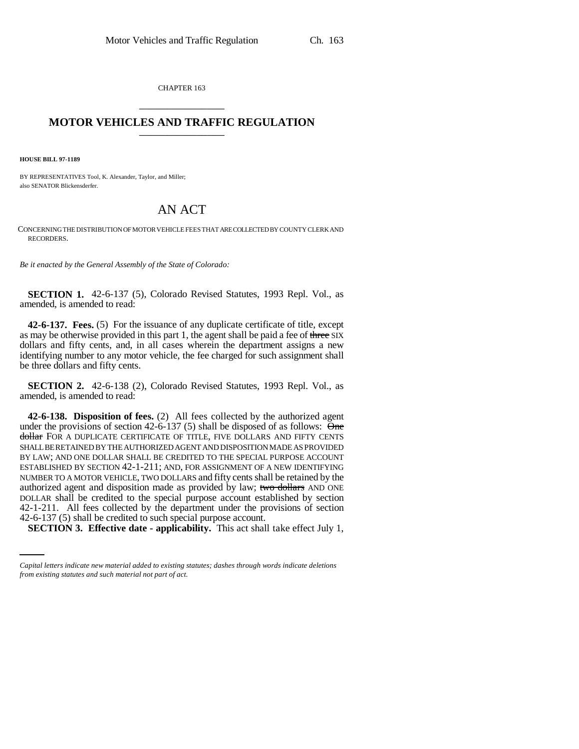CHAPTER 163

# MOTOR VEHICLES AND TRAFFIC REGULATION

**HOUSE BILL 97-1189**

BY REPRESENTATIVES Tool, K. Alexander, Taylor, and Miller;
also SENATOR Blickensderfer.

## AN ACT

CONCERNING THE DISTRIBUTION OF MOTOR VEHICLE FEES THAT ARE COLLECTED BY COUNTY CLERK AND RECORDERS.

*Be it enacted by the General Assembly of the State of Colorado:*

**SECTION 1.** 42-6-137 (5), Colorado Revised Statutes, 1993 Repl. Vol., as amended, is amended to read:

**42-6-137. Fees.** (5) For the issuance of any duplicate certificate of title, except as may be otherwise provided in this part 1, the agent shall be paid a fee of ~~three~~ SIX dollars and fifty cents, and, in all cases wherein the department assigns a new identifying number to any motor vehicle, the fee charged for such assignment shall be three dollars and fifty cents.

**SECTION 2.** 42-6-138 (2), Colorado Revised Statutes, 1993 Repl. Vol., as amended, is amended to read:

**42-6-138. Disposition of fees.** (2) All fees collected by the authorized agent under the provisions of section 42-6-137 (5) shall be disposed of as follows: ~~One dollar~~ FOR A DUPLICATE CERTIFICATE OF TITLE, FIVE DOLLARS AND FIFTY CENTS SHALL BE RETAINED BY THE AUTHORIZED AGENT AND DISPOSITION MADE AS PROVIDED BY LAW; AND ONE DOLLAR SHALL BE CREDITED TO THE SPECIAL PURPOSE ACCOUNT ESTABLISHED BY SECTION 42-1-211; AND, FOR ASSIGNMENT OF A NEW IDENTIFYING NUMBER TO A MOTOR VEHICLE, TWO DOLLARS and fifty cents shall be retained by the authorized agent and disposition made as provided by law; ~~two dollars~~ AND ONE DOLLAR shall be credited to the special purpose account established by section 42-1-211. All fees collected by the department under the provisions of section 42-6-137 (5) shall be credited to such special purpose account.

**SECTION 3. Effective date - applicability.** This act shall take effect July 1,

*Capital letters indicate new material added to existing statutes; dashes through words indicate deletions from existing statutes and such material not part of act.*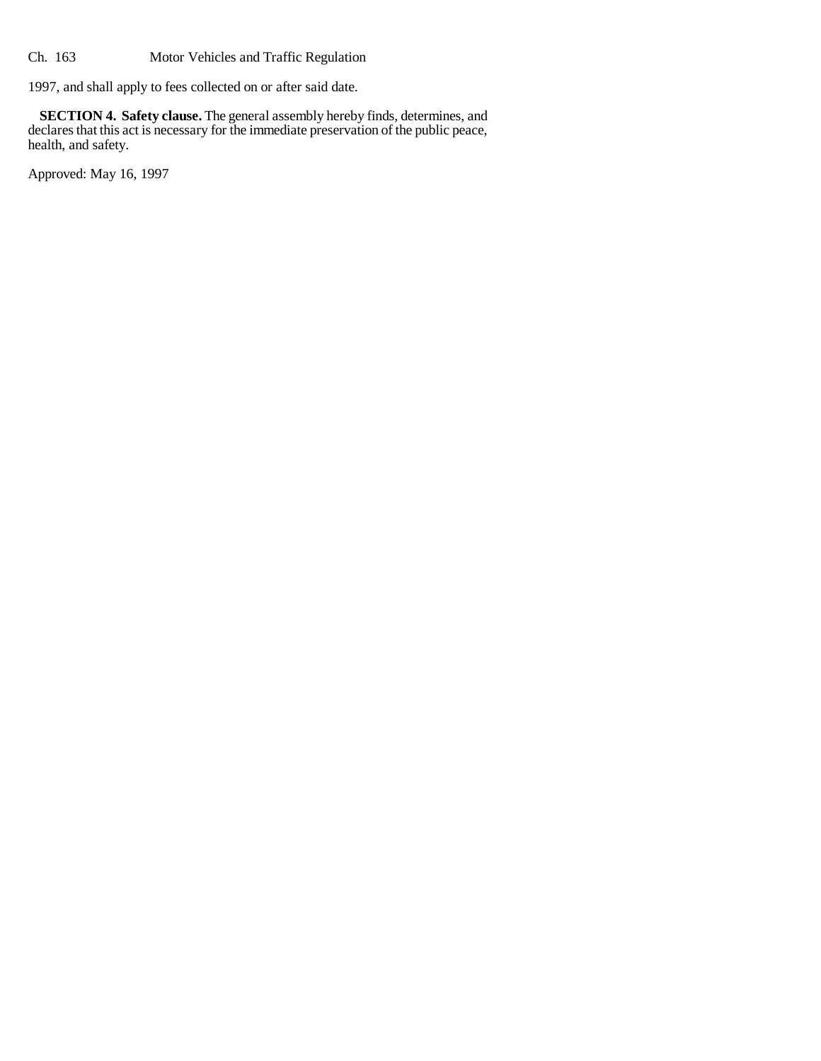1997, and shall apply to fees collected on or after said date.

**SECTION 4. Safety clause.** The general assembly hereby finds, determines, and declares that this act is necessary for the immediate preservation of the public peace, health, and safety.

Approved: May 16, 1997